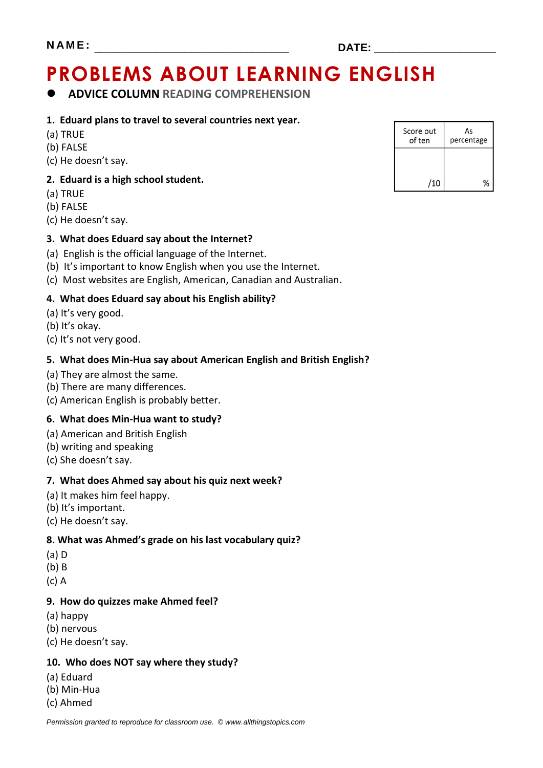NAME: ______________________________ DATE: ____________________

# PROBLEMS ABOUT LEARNING ENGLISH

- **ADVICE COLUMN** READING COMPREHENSION

| Score out of ten | As percentage |
|---|---|
| /10 | % |

**1. Eduard plans to travel to several countries next year.**

(a) TRUE
(b) FALSE
(c) He doesn't say.

**2. Eduard is a high school student.**

(a) TRUE
(b) FALSE
(c) He doesn't say.

**3. What does Eduard say about the Internet?**

(a) English is the official language of the Internet.
(b) It's important to know English when you use the Internet.
(c) Most websites are English, American, Canadian and Australian.

**4. What does Eduard say about his English ability?**

(a) It's very good.
(b) It's okay.
(c) It's not very good.

**5. What does Min-Hua say about American English and British English?**

(a) They are almost the same.
(b) There are many differences.
(c) American English is probably better.

**6. What does Min-Hua want to study?**

(a) American and British English
(b) writing and speaking
(c) She doesn't say.

**7. What does Ahmed say about his quiz next week?**

(a) It makes him feel happy.
(b) It's important.
(c) He doesn't say.

**8. What was Ahmed's grade on his last vocabulary quiz?**

(a) D
(b) B
(c) A

**9. How do quizzes make Ahmed feel?**

(a) happy
(b) nervous
(c) He doesn't say.

**10. Who does NOT say where they study?**

(a) Eduard
(b) Min-Hua
(c) Ahmed

*Permission granted to reproduce for classroom use. © www.allthingstopics.com*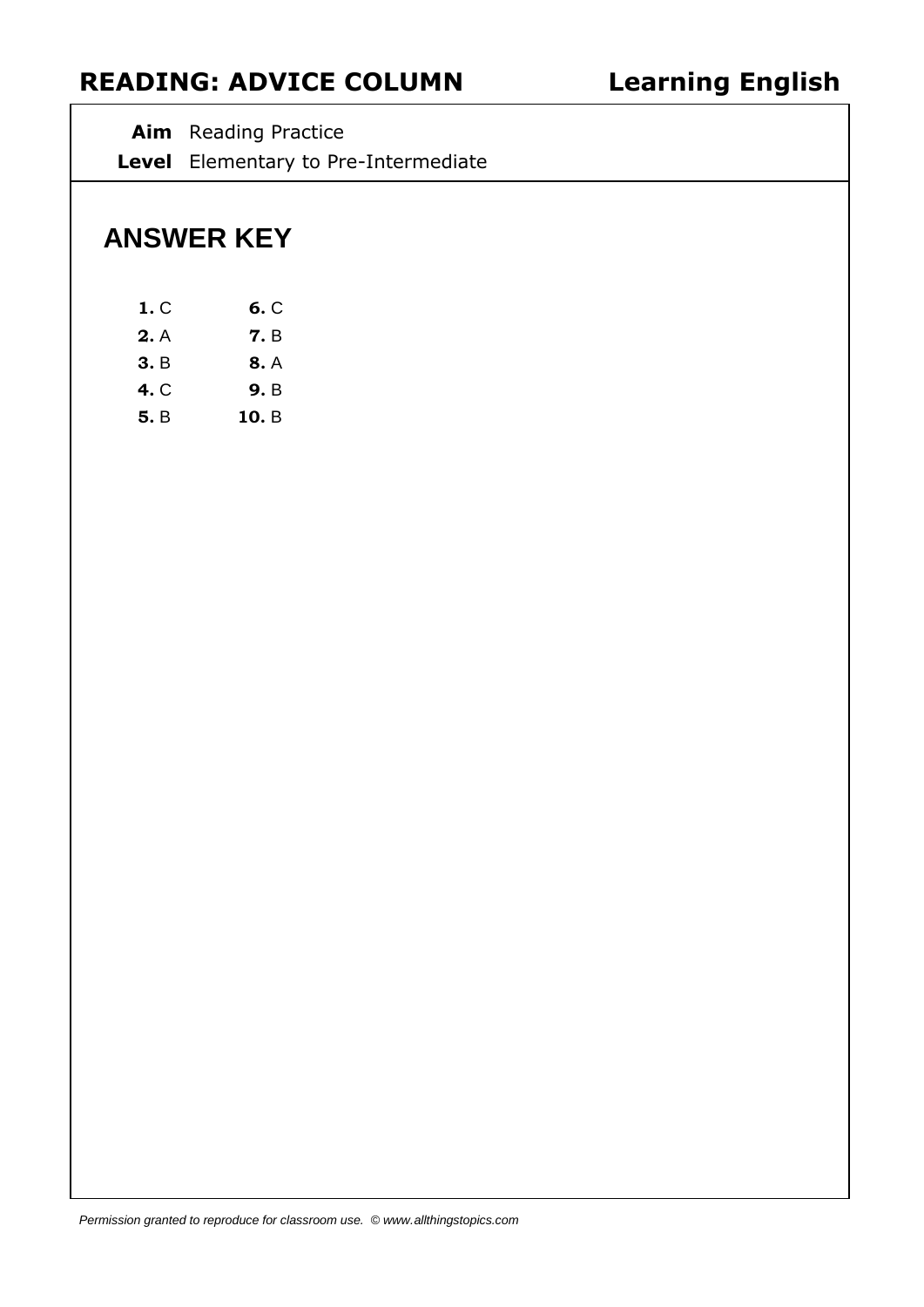# READING: ADVICE COLUMN

**Learning English**

**Aim** Reading Practice
**Level** Elementary to Pre-Intermediate

## ANSWER KEY

| | |
|---|---|
| **1.** C | **6.** C |
| **2.** A | **7.** B |
| **3.** B | **8.** A |
| **4.** C | **9.** B |
| **5.** B | **10.** B |

*Permission granted to reproduce for classroom use. © www.allthingstopics.com*